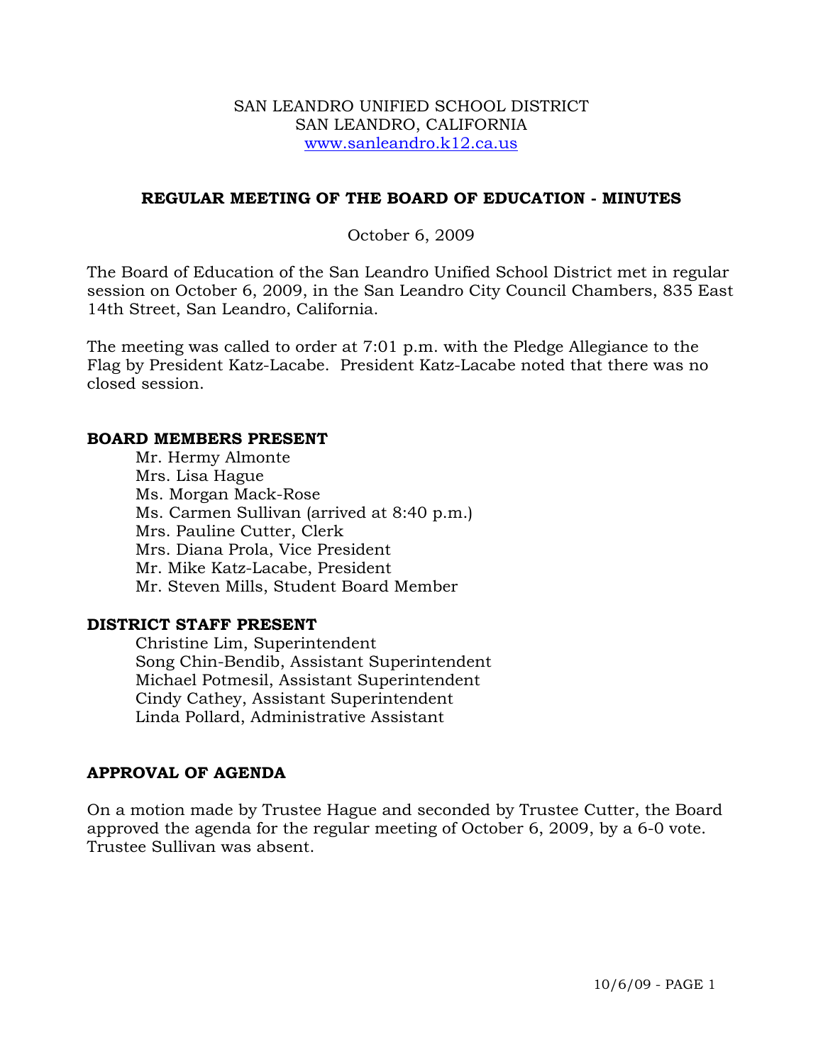SAN LEANDRO UNIFIED SCHOOL DISTRICT
SAN LEANDRO, CALIFORNIA
www.sanleandro.k12.ca.us

## REGULAR MEETING OF THE BOARD OF EDUCATION - MINUTES

October 6, 2009

The Board of Education of the San Leandro Unified School District met in regular session on October 6, 2009, in the San Leandro City Council Chambers, 835 East 14th Street, San Leandro, California.

The meeting was called to order at 7:01 p.m. with the Pledge Allegiance to the Flag by President Katz-Lacabe. President Katz-Lacabe noted that there was no closed session.

### BOARD MEMBERS PRESENT

- Mr. Hermy Almonte
- Mrs. Lisa Hague
- Ms. Morgan Mack-Rose
- Ms. Carmen Sullivan (arrived at 8:40 p.m.)
- Mrs. Pauline Cutter, Clerk
- Mrs. Diana Prola, Vice President
- Mr. Mike Katz-Lacabe, President
- Mr. Steven Mills, Student Board Member

### DISTRICT STAFF PRESENT

- Christine Lim, Superintendent
- Song Chin-Bendib, Assistant Superintendent
- Michael Potmesil, Assistant Superintendent
- Cindy Cathey, Assistant Superintendent
- Linda Pollard, Administrative Assistant

### APPROVAL OF AGENDA

On a motion made by Trustee Hague and seconded by Trustee Cutter, the Board approved the agenda for the regular meeting of October 6, 2009, by a 6-0 vote. Trustee Sullivan was absent.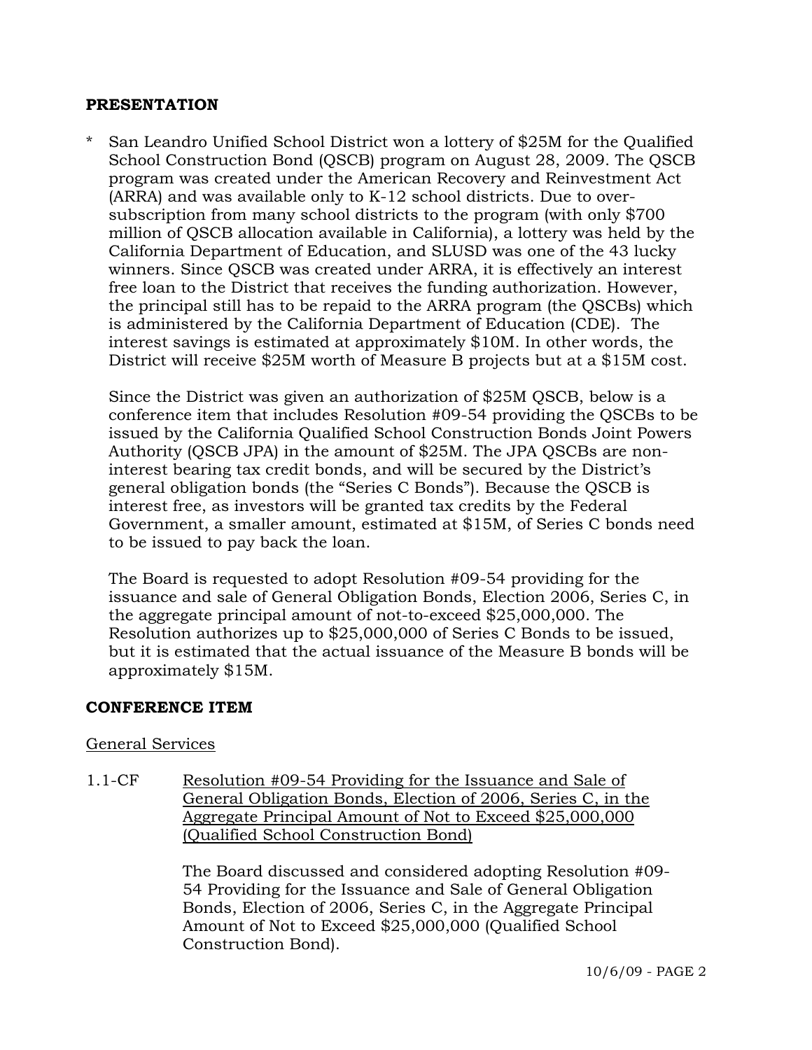## PRESENTATION

* San Leandro Unified School District won a lottery of $25M for the Qualified School Construction Bond (QSCB) program on August 28, 2009. The QSCB program was created under the American Recovery and Reinvestment Act (ARRA) and was available only to K-12 school districts. Due to over-subscription from many school districts to the program (with only $700 million of QSCB allocation available in California), a lottery was held by the California Department of Education, and SLUSD was one of the 43 lucky winners. Since QSCB was created under ARRA, it is effectively an interest free loan to the District that receives the funding authorization. However, the principal still has to be repaid to the ARRA program (the QSCBs) which is administered by the California Department of Education (CDE). The interest savings is estimated at approximately $10M. In other words, the District will receive $25M worth of Measure B projects but at a $15M cost.

  Since the District was given an authorization of $25M QSCB, below is a conference item that includes Resolution #09-54 providing the QSCBs to be issued by the California Qualified School Construction Bonds Joint Powers Authority (QSCB JPA) in the amount of $25M. The JPA QSCBs are non-interest bearing tax credit bonds, and will be secured by the District's general obligation bonds (the "Series C Bonds"). Because the QSCB is interest free, as investors will be granted tax credits by the Federal Government, a smaller amount, estimated at $15M, of Series C bonds need to be issued to pay back the loan.

  The Board is requested to adopt Resolution #09-54 providing for the issuance and sale of General Obligation Bonds, Election 2006, Series C, in the aggregate principal amount of not-to-exceed $25,000,000. The Resolution authorizes up to $25,000,000 of Series C Bonds to be issued, but it is estimated that the actual issuance of the Measure B bonds will be approximately $15M.

## CONFERENCE ITEM

General Services

1.1-CF Resolution #09-54 Providing for the Issuance and Sale of General Obligation Bonds, Election of 2006, Series C, in the Aggregate Principal Amount of Not to Exceed $25,000,000 (Qualified School Construction Bond)

The Board discussed and considered adopting Resolution #09-54 Providing for the Issuance and Sale of General Obligation Bonds, Election of 2006, Series C, in the Aggregate Principal Amount of Not to Exceed $25,000,000 (Qualified School Construction Bond).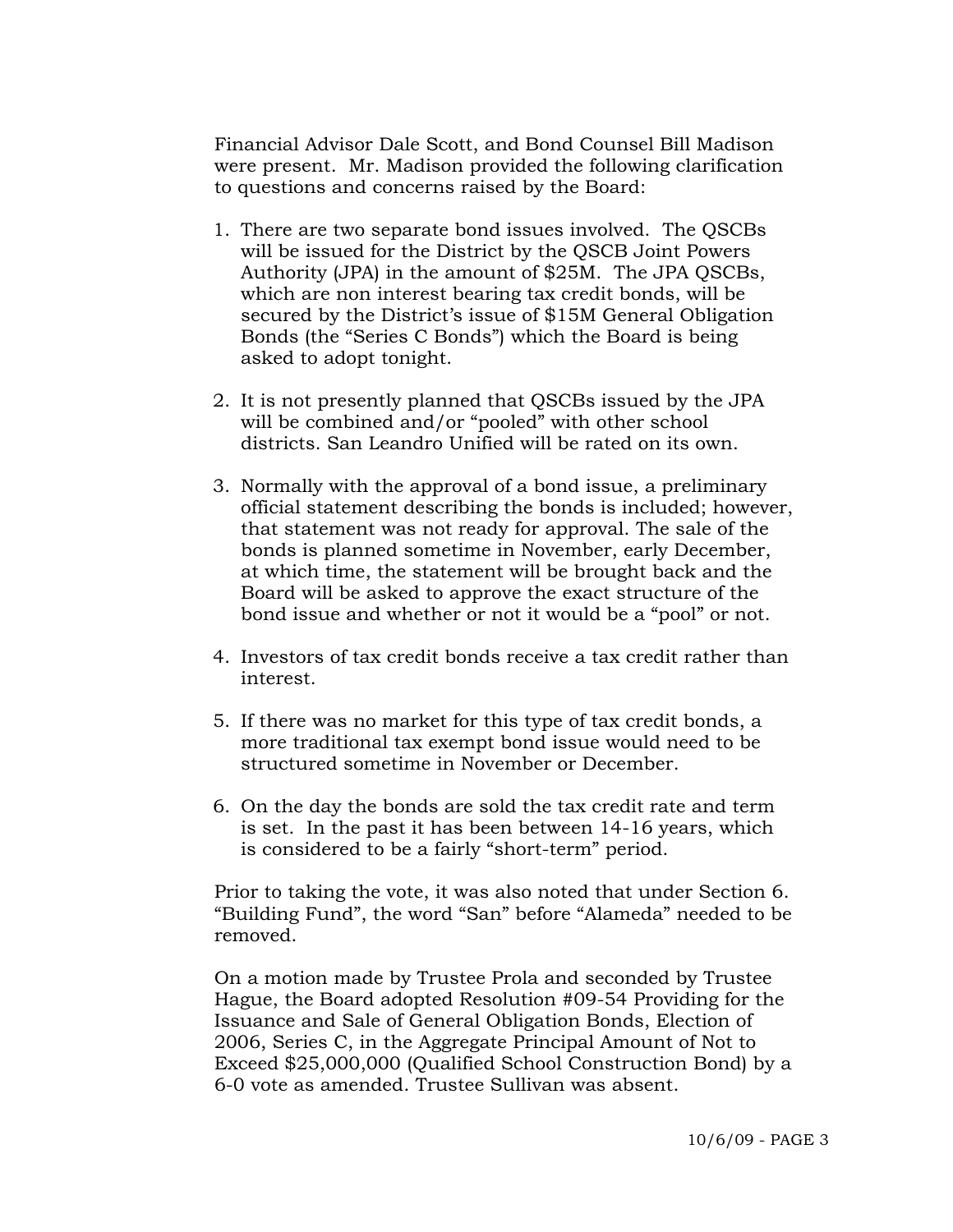Financial Advisor Dale Scott, and Bond Counsel Bill Madison were present. Mr. Madison provided the following clarification to questions and concerns raised by the Board:

1. There are two separate bond issues involved. The QSCBs will be issued for the District by the QSCB Joint Powers Authority (JPA) in the amount of $25M. The JPA QSCBs, which are non interest bearing tax credit bonds, will be secured by the District's issue of $15M General Obligation Bonds (the "Series C Bonds") which the Board is being asked to adopt tonight.

2. It is not presently planned that QSCBs issued by the JPA will be combined and/or "pooled" with other school districts. San Leandro Unified will be rated on its own.

3. Normally with the approval of a bond issue, a preliminary official statement describing the bonds is included; however, that statement was not ready for approval. The sale of the bonds is planned sometime in November, early December, at which time, the statement will be brought back and the Board will be asked to approve the exact structure of the bond issue and whether or not it would be a "pool" or not.

4. Investors of tax credit bonds receive a tax credit rather than interest.

5. If there was no market for this type of tax credit bonds, a more traditional tax exempt bond issue would need to be structured sometime in November or December.

6. On the day the bonds are sold the tax credit rate and term is set. In the past it has been between 14-16 years, which is considered to be a fairly "short-term" period.

Prior to taking the vote, it was also noted that under Section 6. "Building Fund", the word "San" before "Alameda" needed to be removed.

On a motion made by Trustee Prola and seconded by Trustee Hague, the Board adopted Resolution #09-54 Providing for the Issuance and Sale of General Obligation Bonds, Election of 2006, Series C, in the Aggregate Principal Amount of Not to Exceed $25,000,000 (Qualified School Construction Bond) by a 6-0 vote as amended. Trustee Sullivan was absent.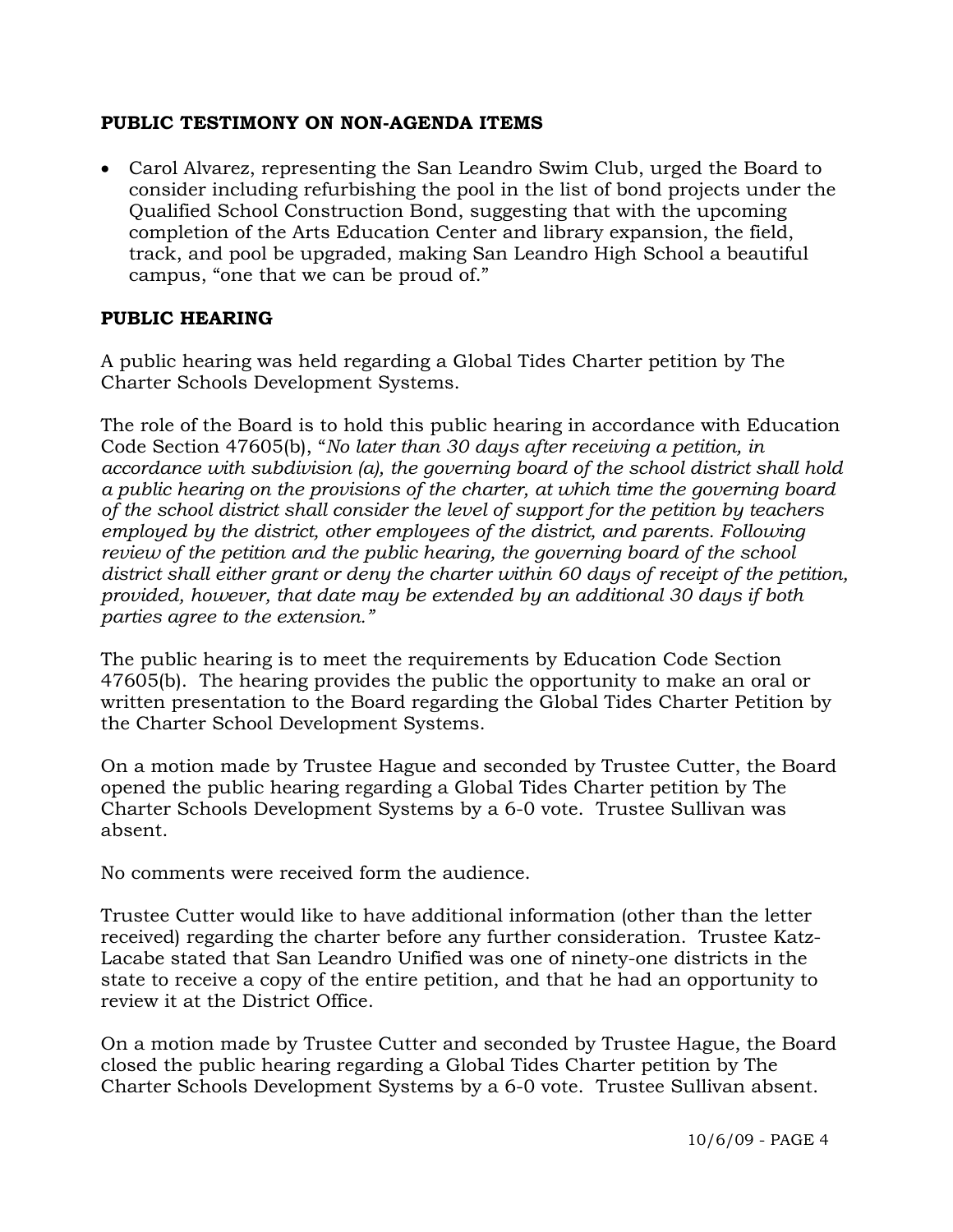**PUBLIC TESTIMONY ON NON-AGENDA ITEMS**

- Carol Alvarez, representing the San Leandro Swim Club, urged the Board to consider including refurbishing the pool in the list of bond projects under the Qualified School Construction Bond, suggesting that with the upcoming completion of the Arts Education Center and library expansion, the field, track, and pool be upgraded, making San Leandro High School a beautiful campus, "one that we can be proud of."

**PUBLIC HEARING**

A public hearing was held regarding a Global Tides Charter petition by The Charter Schools Development Systems.

The role of the Board is to hold this public hearing in accordance with Education Code Section 47605(b), "*No later than 30 days after receiving a petition, in accordance with subdivision (a), the governing board of the school district shall hold a public hearing on the provisions of the charter, at which time the governing board of the school district shall consider the level of support for the petition by teachers employed by the district, other employees of the district, and parents. Following review of the petition and the public hearing, the governing board of the school district shall either grant or deny the charter within 60 days of receipt of the petition, provided, however, that date may be extended by an additional 30 days if both parties agree to the extension.*"

The public hearing is to meet the requirements by Education Code Section 47605(b). The hearing provides the public the opportunity to make an oral or written presentation to the Board regarding the Global Tides Charter Petition by the Charter School Development Systems.

On a motion made by Trustee Hague and seconded by Trustee Cutter, the Board opened the public hearing regarding a Global Tides Charter petition by The Charter Schools Development Systems by a 6-0 vote. Trustee Sullivan was absent.

No comments were received form the audience.

Trustee Cutter would like to have additional information (other than the letter received) regarding the charter before any further consideration. Trustee Katz-Lacabe stated that San Leandro Unified was one of ninety-one districts in the state to receive a copy of the entire petition, and that he had an opportunity to review it at the District Office.

On a motion made by Trustee Cutter and seconded by Trustee Hague, the Board closed the public hearing regarding a Global Tides Charter petition by The Charter Schools Development Systems by a 6-0 vote. Trustee Sullivan absent.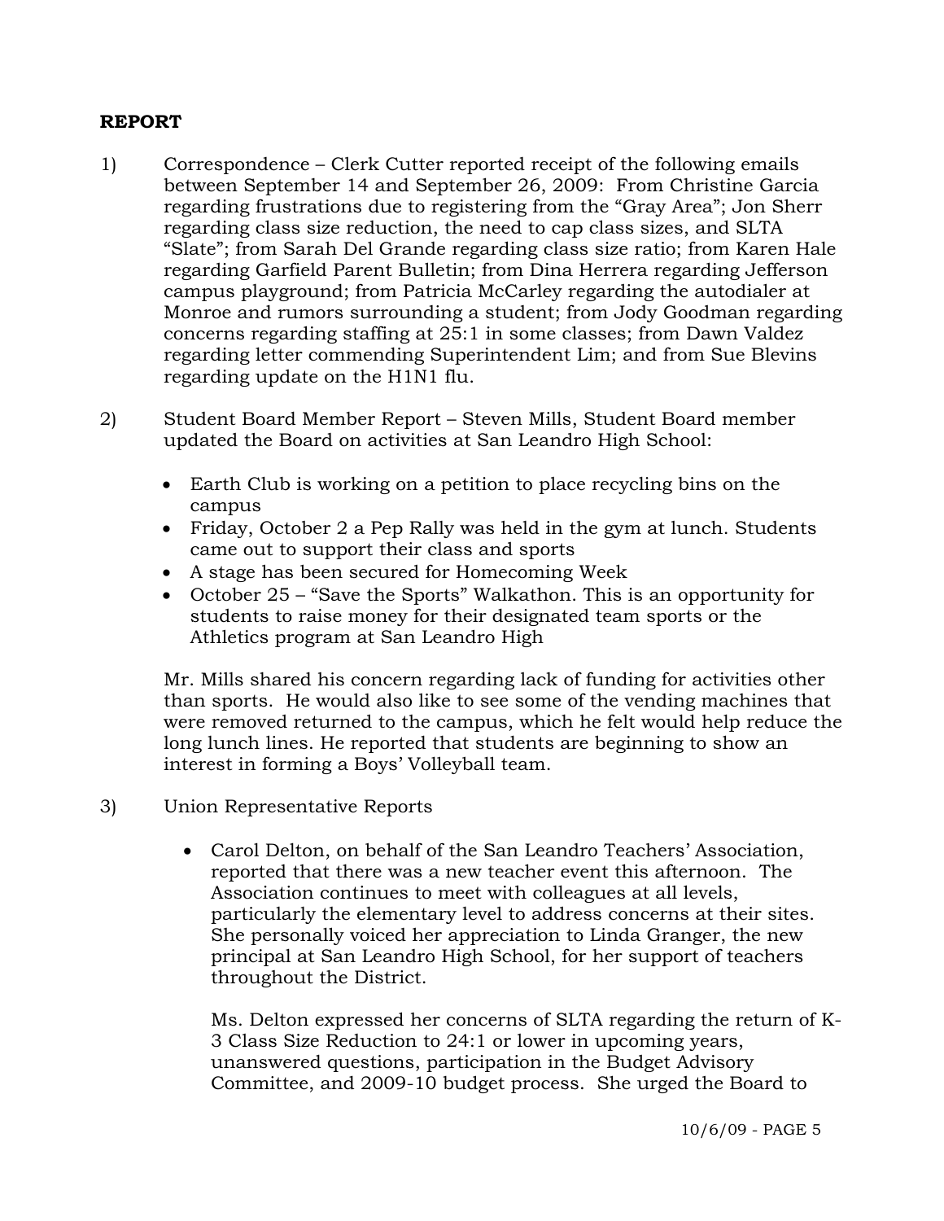## REPORT

1) Correspondence – Clerk Cutter reported receipt of the following emails between September 14 and September 26, 2009: From Christine Garcia regarding frustrations due to registering from the "Gray Area"; Jon Sherr regarding class size reduction, the need to cap class sizes, and SLTA "Slate"; from Sarah Del Grande regarding class size ratio; from Karen Hale regarding Garfield Parent Bulletin; from Dina Herrera regarding Jefferson campus playground; from Patricia McCarley regarding the autodialer at Monroe and rumors surrounding a student; from Jody Goodman regarding concerns regarding staffing at 25:1 in some classes; from Dawn Valdez regarding letter commending Superintendent Lim; and from Sue Blevins regarding update on the H1N1 flu.

2) Student Board Member Report – Steven Mills, Student Board member updated the Board on activities at San Leandro High School:

   - Earth Club is working on a petition to place recycling bins on the campus
   - Friday, October 2 a Pep Rally was held in the gym at lunch. Students came out to support their class and sports
   - A stage has been secured for Homecoming Week
   - October 25 – "Save the Sports" Walkathon. This is an opportunity for students to raise money for their designated team sports or the Athletics program at San Leandro High

   Mr. Mills shared his concern regarding lack of funding for activities other than sports. He would also like to see some of the vending machines that were removed returned to the campus, which he felt would help reduce the long lunch lines. He reported that students are beginning to show an interest in forming a Boys' Volleyball team.

3) Union Representative Reports

   - Carol Delton, on behalf of the San Leandro Teachers' Association, reported that there was a new teacher event this afternoon. The Association continues to meet with colleagues at all levels, particularly the elementary level to address concerns at their sites. She personally voiced her appreciation to Linda Granger, the new principal at San Leandro High School, for her support of teachers throughout the District.

     Ms. Delton expressed her concerns of SLTA regarding the return of K-3 Class Size Reduction to 24:1 or lower in upcoming years, unanswered questions, participation in the Budget Advisory Committee, and 2009-10 budget process. She urged the Board to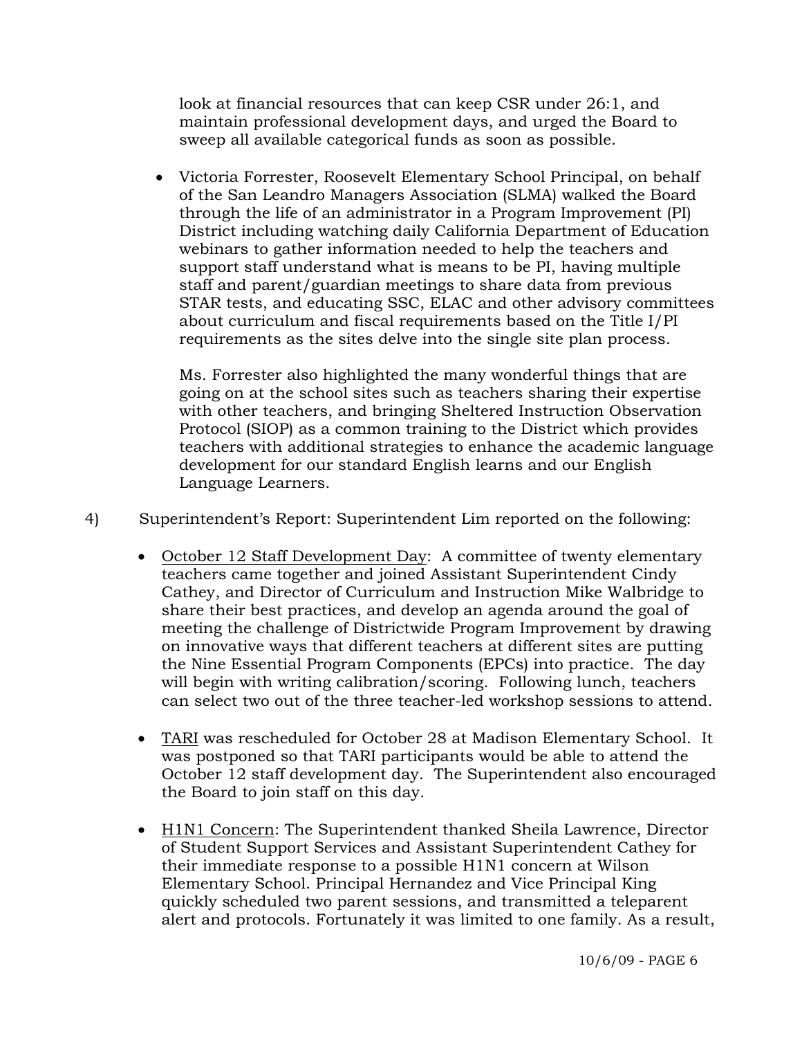look at financial resources that can keep CSR under 26:1, and maintain professional development days, and urged the Board to sweep all available categorical funds as soon as possible.

- Victoria Forrester, Roosevelt Elementary School Principal, on behalf of the San Leandro Managers Association (SLMA) walked the Board through the life of an administrator in a Program Improvement (PI) District including watching daily California Department of Education webinars to gather information needed to help the teachers and support staff understand what is means to be PI, having multiple staff and parent/guardian meetings to share data from previous STAR tests, and educating SSC, ELAC and other advisory committees about curriculum and fiscal requirements based on the Title I/PI requirements as the sites delve into the single site plan process.

  Ms. Forrester also highlighted the many wonderful things that are going on at the school sites such as teachers sharing their expertise with other teachers, and bringing Sheltered Instruction Observation Protocol (SIOP) as a common training to the District which provides teachers with additional strategies to enhance the academic language development for our standard English learns and our English Language Learners.

4) Superintendent's Report: Superintendent Lim reported on the following:

- October 12 Staff Development Day: A committee of twenty elementary teachers came together and joined Assistant Superintendent Cindy Cathey, and Director of Curriculum and Instruction Mike Walbridge to share their best practices, and develop an agenda around the goal of meeting the challenge of Districtwide Program Improvement by drawing on innovative ways that different teachers at different sites are putting the Nine Essential Program Components (EPCs) into practice. The day will begin with writing calibration/scoring. Following lunch, teachers can select two out of the three teacher-led workshop sessions to attend.

- TARI was rescheduled for October 28 at Madison Elementary School. It was postponed so that TARI participants would be able to attend the October 12 staff development day. The Superintendent also encouraged the Board to join staff on this day.

- H1N1 Concern: The Superintendent thanked Sheila Lawrence, Director of Student Support Services and Assistant Superintendent Cathey for their immediate response to a possible H1N1 concern at Wilson Elementary School. Principal Hernandez and Vice Principal King quickly scheduled two parent sessions, and transmitted a teleparent alert and protocols. Fortunately it was limited to one family. As a result,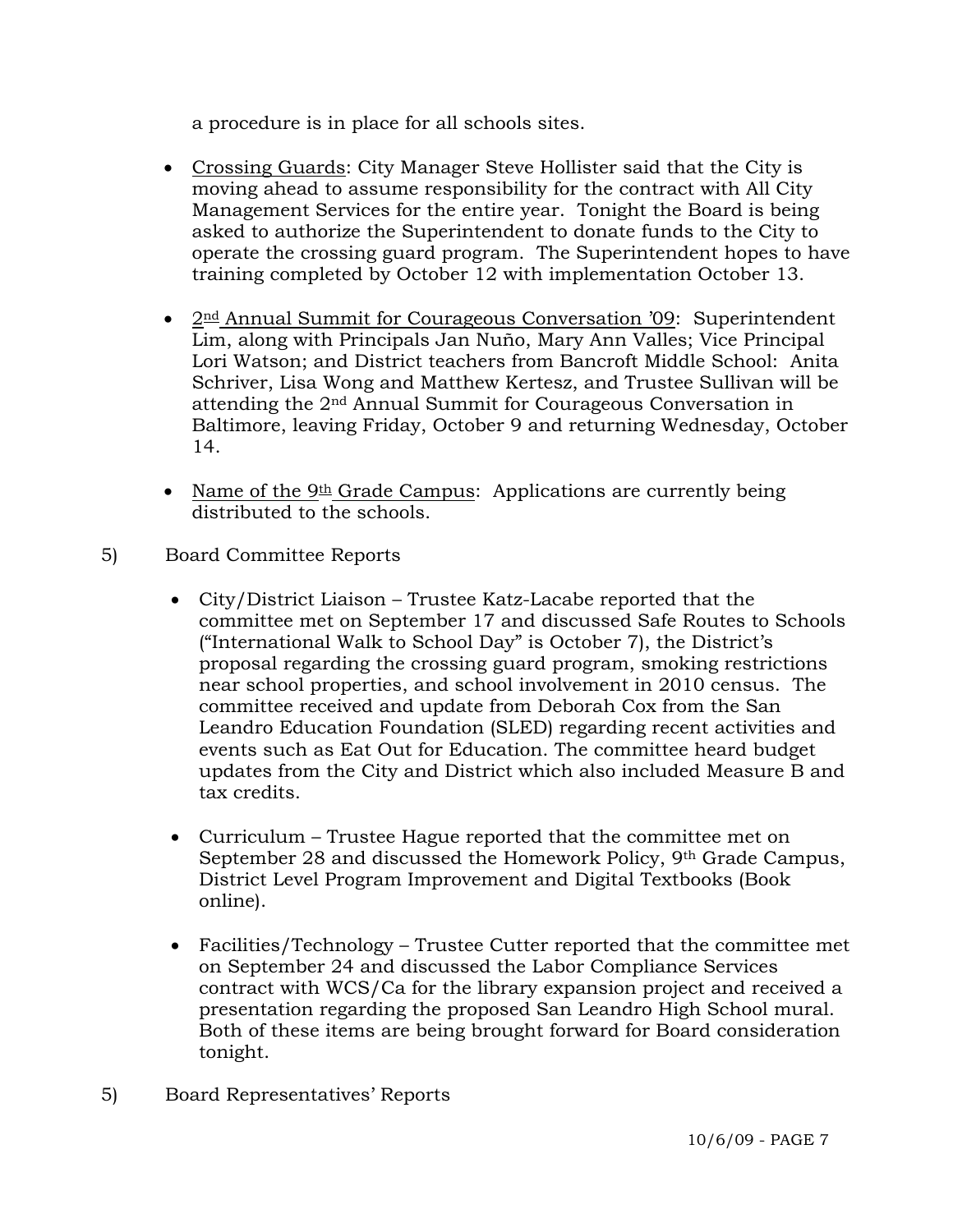a procedure is in place for all schools sites.

- Crossing Guards: City Manager Steve Hollister said that the City is moving ahead to assume responsibility for the contract with All City Management Services for the entire year. Tonight the Board is being asked to authorize the Superintendent to donate funds to the City to operate the crossing guard program. The Superintendent hopes to have training completed by October 12 with implementation October 13.

- 2nd Annual Summit for Courageous Conversation '09: Superintendent Lim, along with Principals Jan Nuño, Mary Ann Valles; Vice Principal Lori Watson; and District teachers from Bancroft Middle School: Anita Schriver, Lisa Wong and Matthew Kertesz, and Trustee Sullivan will be attending the 2nd Annual Summit for Courageous Conversation in Baltimore, leaving Friday, October 9 and returning Wednesday, October 14.

- Name of the 9th Grade Campus: Applications are currently being distributed to the schools.

5) Board Committee Reports

- City/District Liaison – Trustee Katz-Lacabe reported that the committee met on September 17 and discussed Safe Routes to Schools ("International Walk to School Day" is October 7), the District's proposal regarding the crossing guard program, smoking restrictions near school properties, and school involvement in 2010 census. The committee received and update from Deborah Cox from the San Leandro Education Foundation (SLED) regarding recent activities and events such as Eat Out for Education. The committee heard budget updates from the City and District which also included Measure B and tax credits.

- Curriculum – Trustee Hague reported that the committee met on September 28 and discussed the Homework Policy, 9th Grade Campus, District Level Program Improvement and Digital Textbooks (Book online).

- Facilities/Technology – Trustee Cutter reported that the committee met on September 24 and discussed the Labor Compliance Services contract with WCS/Ca for the library expansion project and received a presentation regarding the proposed San Leandro High School mural. Both of these items are being brought forward for Board consideration tonight.

5) Board Representatives' Reports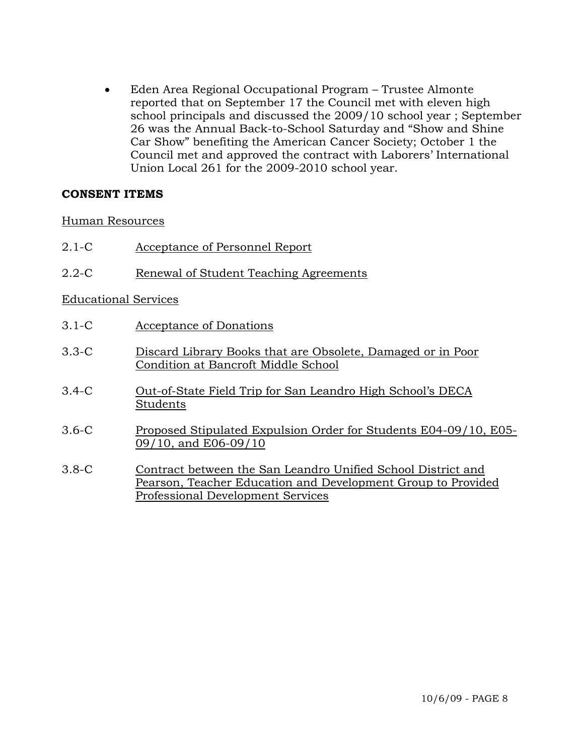- Eden Area Regional Occupational Program – Trustee Almonte reported that on September 17 the Council met with eleven high school principals and discussed the 2009/10 school year ; September 26 was the Annual Back-to-School Saturday and "Show and Shine Car Show" benefiting the American Cancer Society; October 1 the Council met and approved the contract with Laborers' International Union Local 261 for the 2009-2010 school year.

**CONSENT ITEMS**

Human Resources

2.1-C Acceptance of Personnel Report

2.2-C Renewal of Student Teaching Agreements

Educational Services

3.1-C Acceptance of Donations

3.3-C Discard Library Books that are Obsolete, Damaged or in Poor Condition at Bancroft Middle School

3.4-C Out-of-State Field Trip for San Leandro High School's DECA Students

3.6-C Proposed Stipulated Expulsion Order for Students E04-09/10, E05-09/10, and E06-09/10

3.8-C Contract between the San Leandro Unified School District and Pearson, Teacher Education and Development Group to Provided Professional Development Services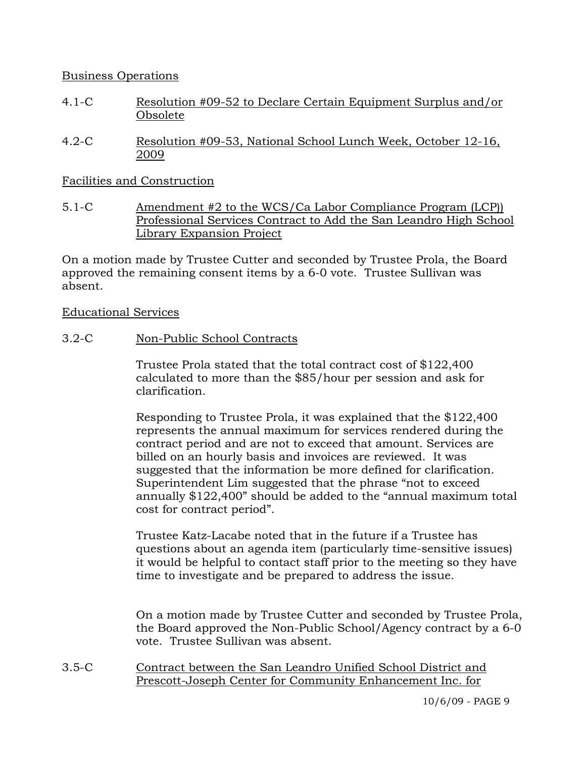Business Operations

4.1-C Resolution #09-52 to Declare Certain Equipment Surplus and/or Obsolete

4.2-C Resolution #09-53, National School Lunch Week, October 12-16, 2009

Facilities and Construction

5.1-C Amendment #2 to the WCS/Ca Labor Compliance Program (LCP)) Professional Services Contract to Add the San Leandro High School Library Expansion Project

On a motion made by Trustee Cutter and seconded by Trustee Prola, the Board approved the remaining consent items by a 6-0 vote. Trustee Sullivan was absent.

Educational Services

3.2-C Non-Public School Contracts

Trustee Prola stated that the total contract cost of $122,400 calculated to more than the $85/hour per session and ask for clarification.

Responding to Trustee Prola, it was explained that the $122,400 represents the annual maximum for services rendered during the contract period and are not to exceed that amount. Services are billed on an hourly basis and invoices are reviewed. It was suggested that the information be more defined for clarification. Superintendent Lim suggested that the phrase "not to exceed annually $122,400" should be added to the "annual maximum total cost for contract period".

Trustee Katz-Lacabe noted that in the future if a Trustee has questions about an agenda item (particularly time-sensitive issues) it would be helpful to contact staff prior to the meeting so they have time to investigate and be prepared to address the issue.

On a motion made by Trustee Cutter and seconded by Trustee Prola, the Board approved the Non-Public School/Agency contract by a 6-0 vote. Trustee Sullivan was absent.

3.5-C Contract between the San Leandro Unified School District and Prescott-Joseph Center for Community Enhancement Inc. for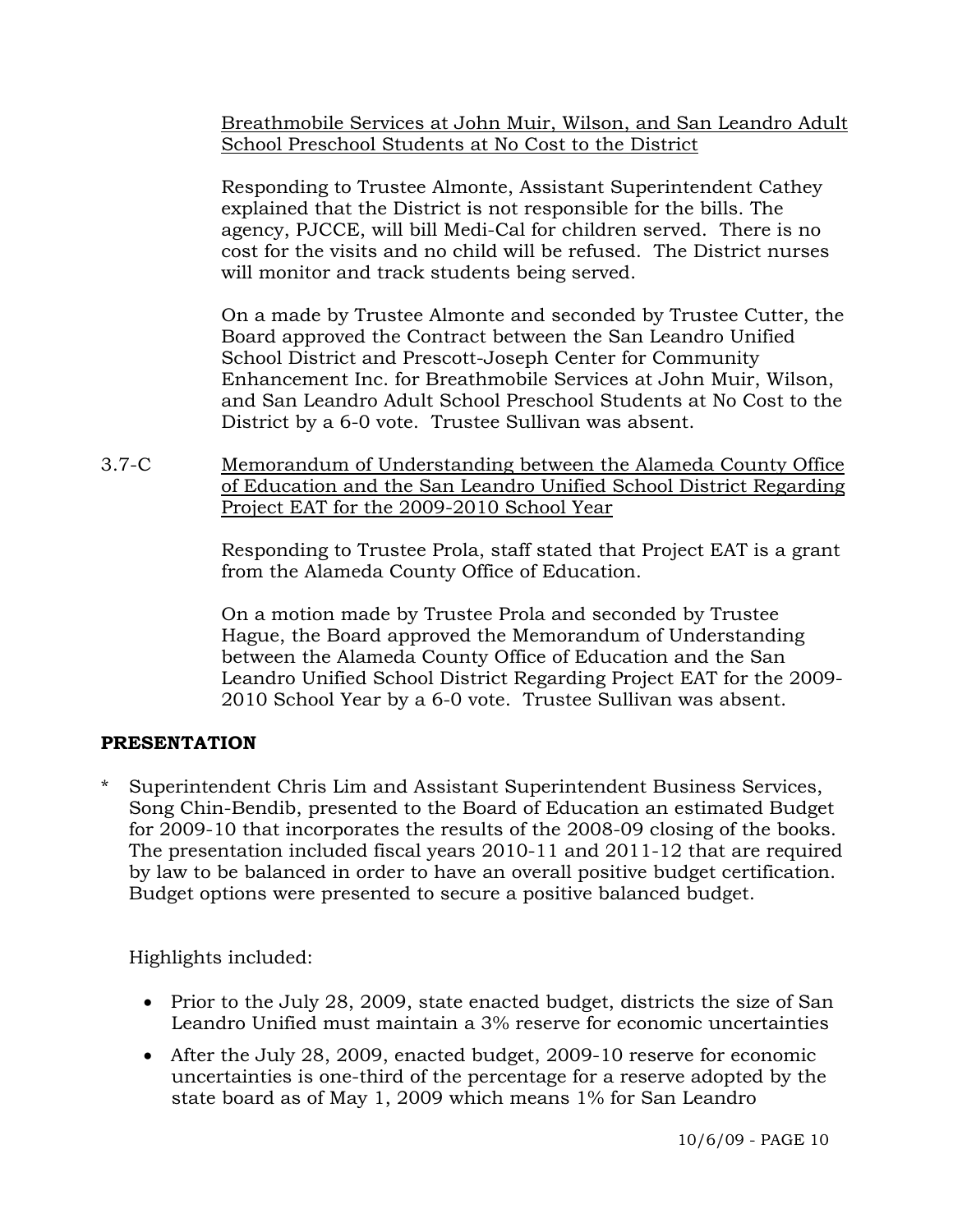<u>Breathmobile Services at John Muir, Wilson, and San Leandro Adult School Preschool Students at No Cost to the District</u>

Responding to Trustee Almonte, Assistant Superintendent Cathey explained that the District is not responsible for the bills. The agency, PJCCE, will bill Medi-Cal for children served. There is no cost for the visits and no child will be refused. The District nurses will monitor and track students being served.

On a made by Trustee Almonte and seconded by Trustee Cutter, the Board approved the Contract between the San Leandro Unified School District and Prescott-Joseph Center for Community Enhancement Inc. for Breathmobile Services at John Muir, Wilson, and San Leandro Adult School Preschool Students at No Cost to the District by a 6-0 vote. Trustee Sullivan was absent.

3.7-C <u>Memorandum of Understanding between the Alameda County Office of Education and the San Leandro Unified School District Regarding Project EAT for the 2009-2010 School Year</u>

Responding to Trustee Prola, staff stated that Project EAT is a grant from the Alameda County Office of Education.

On a motion made by Trustee Prola and seconded by Trustee Hague, the Board approved the Memorandum of Understanding between the Alameda County Office of Education and the San Leandro Unified School District Regarding Project EAT for the 2009-2010 School Year by a 6-0 vote. Trustee Sullivan was absent.

**PRESENTATION**

\* Superintendent Chris Lim and Assistant Superintendent Business Services, Song Chin-Bendib, presented to the Board of Education an estimated Budget for 2009-10 that incorporates the results of the 2008-09 closing of the books. The presentation included fiscal years 2010-11 and 2011-12 that are required by law to be balanced in order to have an overall positive budget certification. Budget options were presented to secure a positive balanced budget.

Highlights included:

- Prior to the July 28, 2009, state enacted budget, districts the size of San Leandro Unified must maintain a 3% reserve for economic uncertainties
- After the July 28, 2009, enacted budget, 2009-10 reserve for economic uncertainties is one-third of the percentage for a reserve adopted by the state board as of May 1, 2009 which means 1% for San Leandro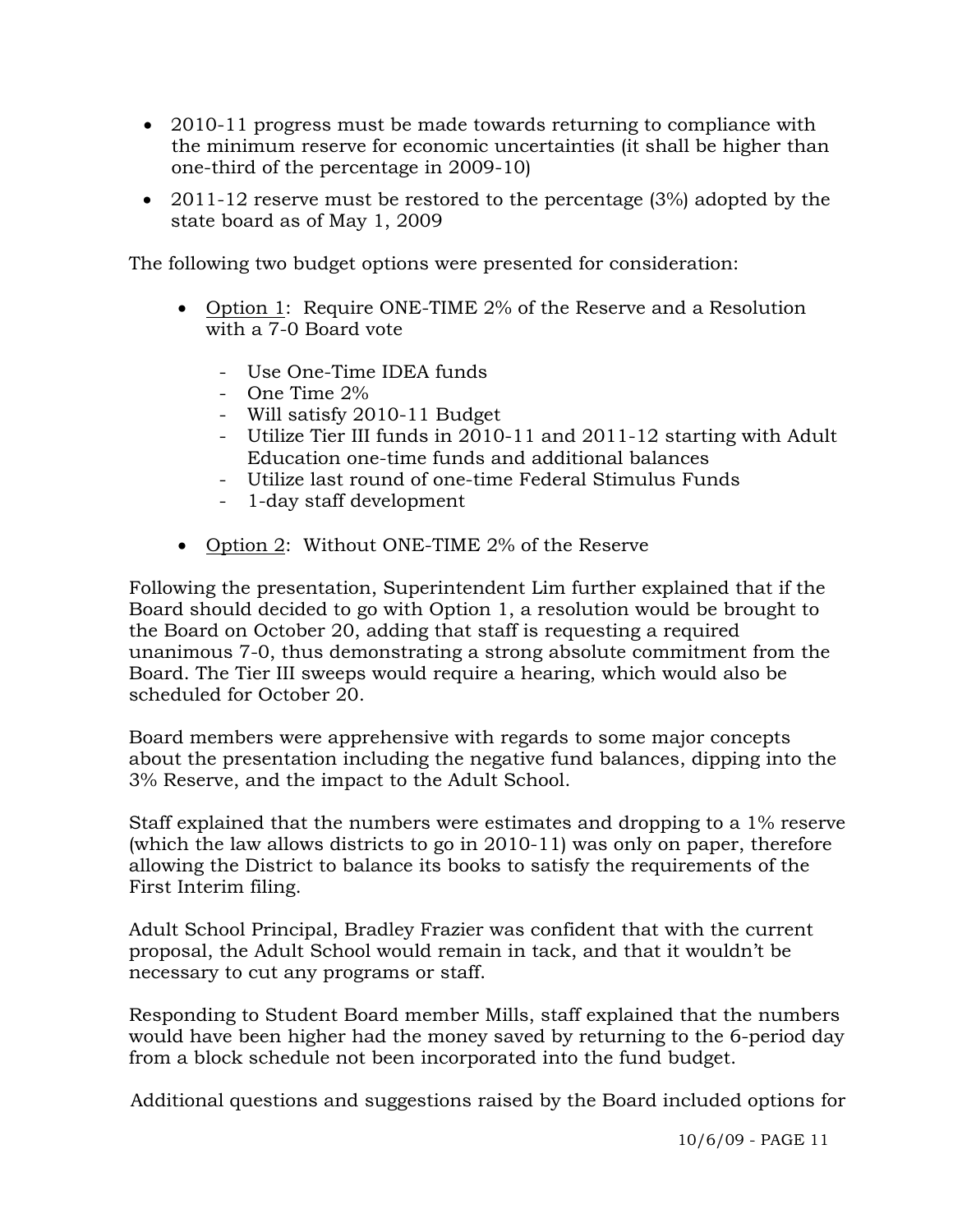- 2010-11 progress must be made towards returning to compliance with the minimum reserve for economic uncertainties (it shall be higher than one-third of the percentage in 2009-10)
- 2011-12 reserve must be restored to the percentage (3%) adopted by the state board as of May 1, 2009

The following two budget options were presented for consideration:

- Option 1: Require ONE-TIME 2% of the Reserve and a Resolution with a 7-0 Board vote
    - Use One-Time IDEA funds
    - One Time 2%
    - Will satisfy 2010-11 Budget
    - Utilize Tier III funds in 2010-11 and 2011-12 starting with Adult Education one-time funds and additional balances
    - Utilize last round of one-time Federal Stimulus Funds
    - 1-day staff development
- Option 2: Without ONE-TIME 2% of the Reserve

Following the presentation, Superintendent Lim further explained that if the Board should decided to go with Option 1, a resolution would be brought to the Board on October 20, adding that staff is requesting a required unanimous 7-0, thus demonstrating a strong absolute commitment from the Board. The Tier III sweeps would require a hearing, which would also be scheduled for October 20.

Board members were apprehensive with regards to some major concepts about the presentation including the negative fund balances, dipping into the 3% Reserve, and the impact to the Adult School.

Staff explained that the numbers were estimates and dropping to a 1% reserve (which the law allows districts to go in 2010-11) was only on paper, therefore allowing the District to balance its books to satisfy the requirements of the First Interim filing.

Adult School Principal, Bradley Frazier was confident that with the current proposal, the Adult School would remain in tack, and that it wouldn't be necessary to cut any programs or staff.

Responding to Student Board member Mills, staff explained that the numbers would have been higher had the money saved by returning to the 6-period day from a block schedule not been incorporated into the fund budget.

Additional questions and suggestions raised by the Board included options for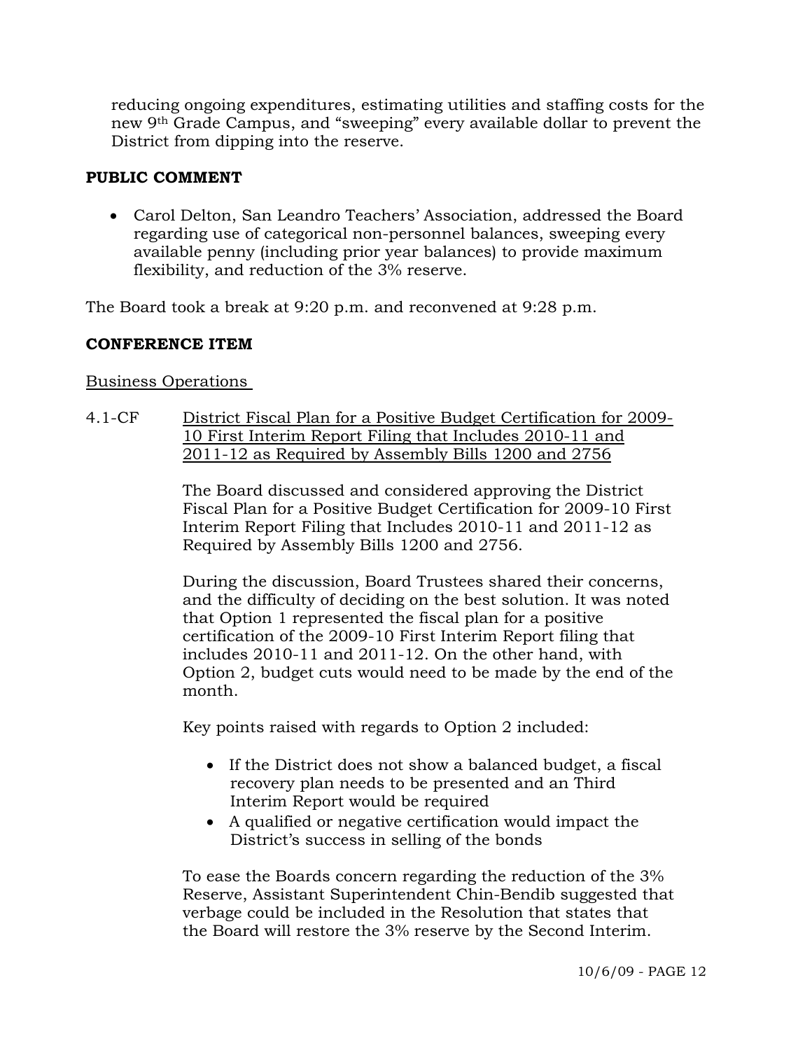reducing ongoing expenditures, estimating utilities and staffing costs for the new 9th Grade Campus, and "sweeping" every available dollar to prevent the District from dipping into the reserve.

**PUBLIC COMMENT**

- Carol Delton, San Leandro Teachers' Association, addressed the Board regarding use of categorical non-personnel balances, sweeping every available penny (including prior year balances) to provide maximum flexibility, and reduction of the 3% reserve.

The Board took a break at 9:20 p.m. and reconvened at 9:28 p.m.

**CONFERENCE ITEM**

Business Operations

4.1-CF District Fiscal Plan for a Positive Budget Certification for 2009-10 First Interim Report Filing that Includes 2010-11 and 2011-12 as Required by Assembly Bills 1200 and 2756

The Board discussed and considered approving the District Fiscal Plan for a Positive Budget Certification for 2009-10 First Interim Report Filing that Includes 2010-11 and 2011-12 as Required by Assembly Bills 1200 and 2756.

During the discussion, Board Trustees shared their concerns, and the difficulty of deciding on the best solution. It was noted that Option 1 represented the fiscal plan for a positive certification of the 2009-10 First Interim Report filing that includes 2010-11 and 2011-12. On the other hand, with Option 2, budget cuts would need to be made by the end of the month.

Key points raised with regards to Option 2 included:

- If the District does not show a balanced budget, a fiscal recovery plan needs to be presented and an Third Interim Report would be required
- A qualified or negative certification would impact the District's success in selling of the bonds

To ease the Boards concern regarding the reduction of the 3% Reserve, Assistant Superintendent Chin-Bendib suggested that verbage could be included in the Resolution that states that the Board will restore the 3% reserve by the Second Interim.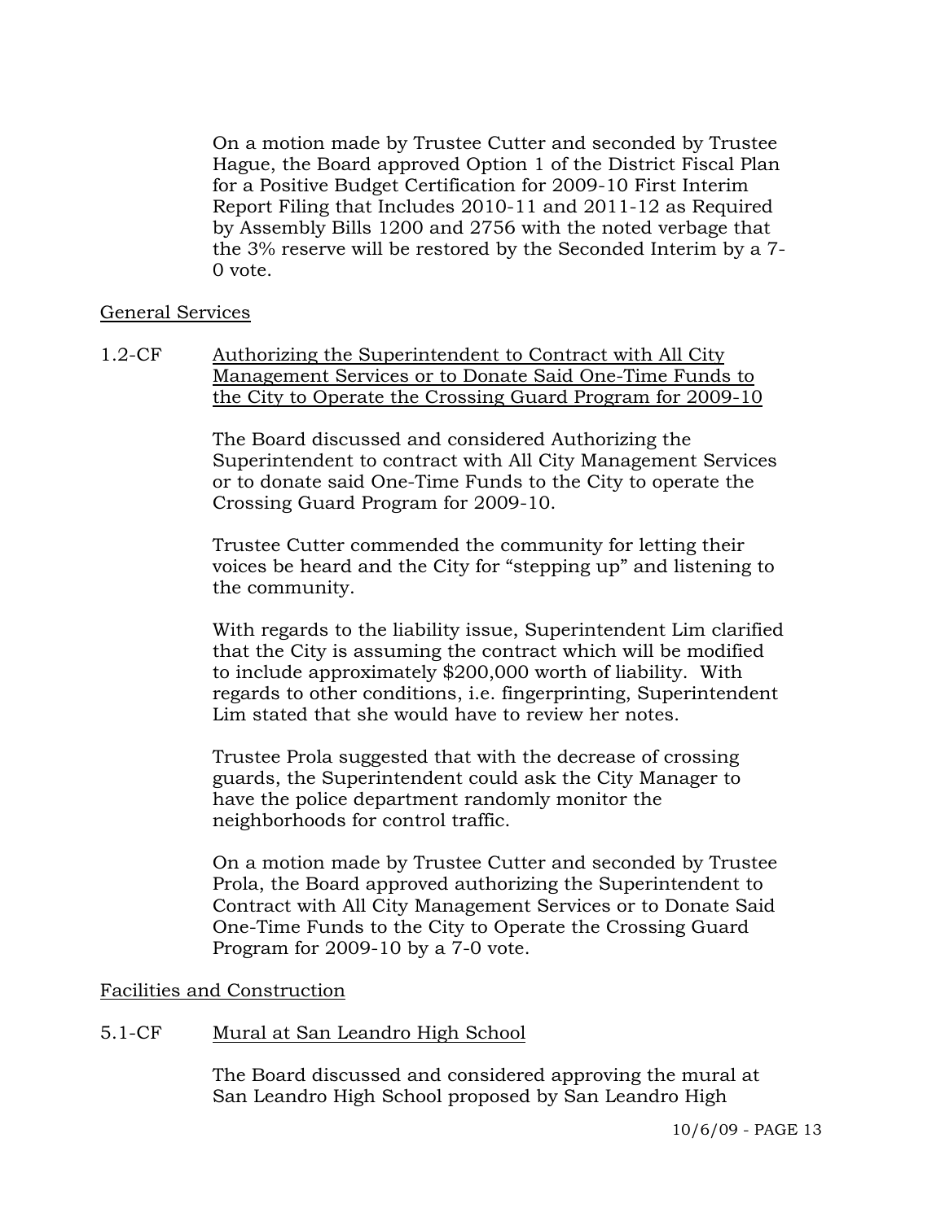On a motion made by Trustee Cutter and seconded by Trustee Hague, the Board approved Option 1 of the District Fiscal Plan for a Positive Budget Certification for 2009-10 First Interim Report Filing that Includes 2010-11 and 2011-12 as Required by Assembly Bills 1200 and 2756 with the noted verbage that the 3% reserve will be restored by the Seconded Interim by a 7-0 vote.

General Services

1.2-CF Authorizing the Superintendent to Contract with All City Management Services or to Donate Said One-Time Funds to the City to Operate the Crossing Guard Program for 2009-10

The Board discussed and considered Authorizing the Superintendent to contract with All City Management Services or to donate said One-Time Funds to the City to operate the Crossing Guard Program for 2009-10.

Trustee Cutter commended the community for letting their voices be heard and the City for "stepping up" and listening to the community.

With regards to the liability issue, Superintendent Lim clarified that the City is assuming the contract which will be modified to include approximately $200,000 worth of liability. With regards to other conditions, i.e. fingerprinting, Superintendent Lim stated that she would have to review her notes.

Trustee Prola suggested that with the decrease of crossing guards, the Superintendent could ask the City Manager to have the police department randomly monitor the neighborhoods for control traffic.

On a motion made by Trustee Cutter and seconded by Trustee Prola, the Board approved authorizing the Superintendent to Contract with All City Management Services or to Donate Said One-Time Funds to the City to Operate the Crossing Guard Program for 2009-10 by a 7-0 vote.

Facilities and Construction

5.1-CF Mural at San Leandro High School

The Board discussed and considered approving the mural at San Leandro High School proposed by San Leandro High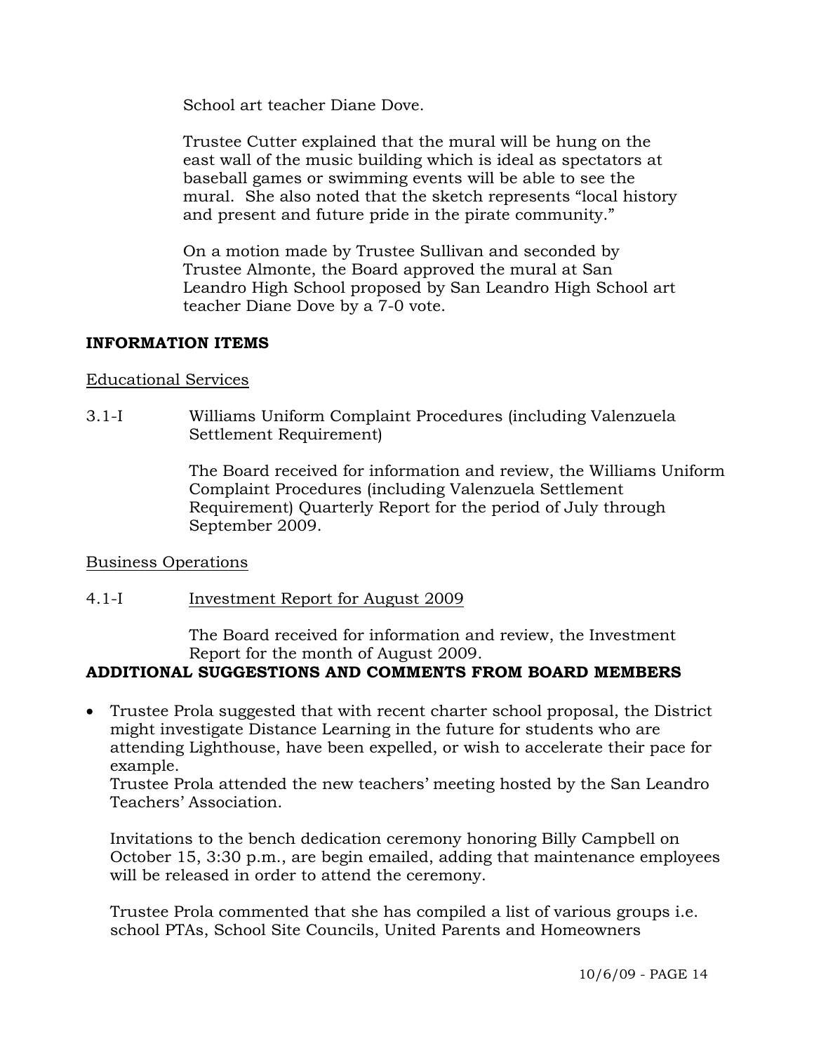School art teacher Diane Dove.

Trustee Cutter explained that the mural will be hung on the east wall of the music building which is ideal as spectators at baseball games or swimming events will be able to see the mural. She also noted that the sketch represents "local history and present and future pride in the pirate community."

On a motion made by Trustee Sullivan and seconded by Trustee Almonte, the Board approved the mural at San Leandro High School proposed by San Leandro High School art teacher Diane Dove by a 7-0 vote.

**INFORMATION ITEMS**

Educational Services

3.1-I Williams Uniform Complaint Procedures (including Valenzuela Settlement Requirement)

The Board received for information and review, the Williams Uniform Complaint Procedures (including Valenzuela Settlement Requirement) Quarterly Report for the period of July through September 2009.

Business Operations

4.1-I Investment Report for August 2009

The Board received for information and review, the Investment Report for the month of August 2009.

**ADDITIONAL SUGGESTIONS AND COMMENTS FROM BOARD MEMBERS**

- Trustee Prola suggested that with recent charter school proposal, the District might investigate Distance Learning in the future for students who are attending Lighthouse, have been expelled, or wish to accelerate their pace for example.

  Trustee Prola attended the new teachers' meeting hosted by the San Leandro Teachers' Association.

  Invitations to the bench dedication ceremony honoring Billy Campbell on October 15, 3:30 p.m., are begin emailed, adding that maintenance employees will be released in order to attend the ceremony.

  Trustee Prola commented that she has compiled a list of various groups i.e. school PTAs, School Site Councils, United Parents and Homeowners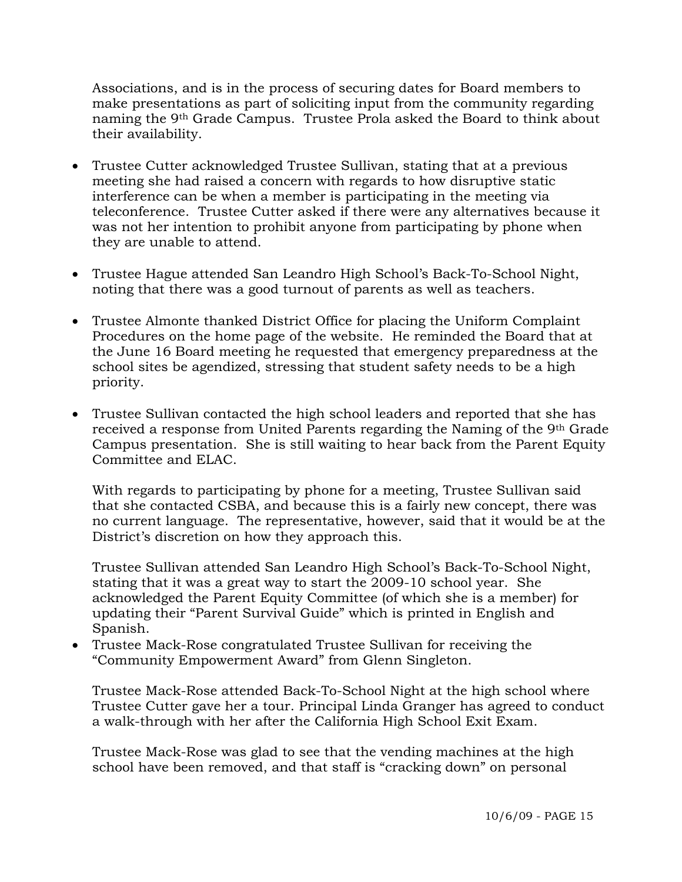Associations, and is in the process of securing dates for Board members to make presentations as part of soliciting input from the community regarding naming the 9th Grade Campus. Trustee Prola asked the Board to think about their availability.

- Trustee Cutter acknowledged Trustee Sullivan, stating that at a previous meeting she had raised a concern with regards to how disruptive static interference can be when a member is participating in the meeting via teleconference. Trustee Cutter asked if there were any alternatives because it was not her intention to prohibit anyone from participating by phone when they are unable to attend.

- Trustee Hague attended San Leandro High School's Back-To-School Night, noting that there was a good turnout of parents as well as teachers.

- Trustee Almonte thanked District Office for placing the Uniform Complaint Procedures on the home page of the website. He reminded the Board that at the June 16 Board meeting he requested that emergency preparedness at the school sites be agendized, stressing that student safety needs to be a high priority.

- Trustee Sullivan contacted the high school leaders and reported that she has received a response from United Parents regarding the Naming of the 9th Grade Campus presentation. She is still waiting to hear back from the Parent Equity Committee and ELAC.

  With regards to participating by phone for a meeting, Trustee Sullivan said that she contacted CSBA, and because this is a fairly new concept, there was no current language. The representative, however, said that it would be at the District's discretion on how they approach this.

  Trustee Sullivan attended San Leandro High School's Back-To-School Night, stating that it was a great way to start the 2009-10 school year. She acknowledged the Parent Equity Committee (of which she is a member) for updating their "Parent Survival Guide" which is printed in English and Spanish.

- Trustee Mack-Rose congratulated Trustee Sullivan for receiving the "Community Empowerment Award" from Glenn Singleton.

  Trustee Mack-Rose attended Back-To-School Night at the high school where Trustee Cutter gave her a tour. Principal Linda Granger has agreed to conduct a walk-through with her after the California High School Exit Exam.

  Trustee Mack-Rose was glad to see that the vending machines at the high school have been removed, and that staff is "cracking down" on personal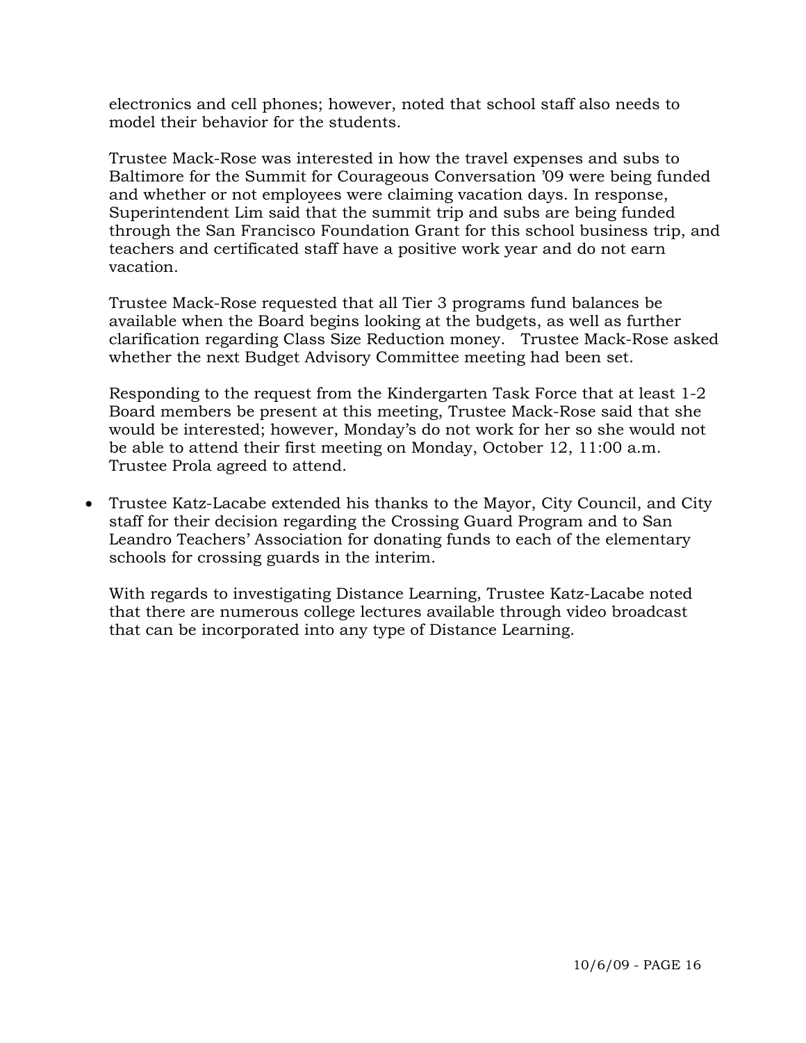electronics and cell phones; however, noted that school staff also needs to model their behavior for the students.

Trustee Mack-Rose was interested in how the travel expenses and subs to Baltimore for the Summit for Courageous Conversation '09 were being funded and whether or not employees were claiming vacation days. In response, Superintendent Lim said that the summit trip and subs are being funded through the San Francisco Foundation Grant for this school business trip, and teachers and certificated staff have a positive work year and do not earn vacation.

Trustee Mack-Rose requested that all Tier 3 programs fund balances be available when the Board begins looking at the budgets, as well as further clarification regarding Class Size Reduction money. Trustee Mack-Rose asked whether the next Budget Advisory Committee meeting had been set.

Responding to the request from the Kindergarten Task Force that at least 1-2 Board members be present at this meeting, Trustee Mack-Rose said that she would be interested; however, Monday's do not work for her so she would not be able to attend their first meeting on Monday, October 12, 11:00 a.m. Trustee Prola agreed to attend.

- Trustee Katz-Lacabe extended his thanks to the Mayor, City Council, and City staff for their decision regarding the Crossing Guard Program and to San Leandro Teachers' Association for donating funds to each of the elementary schools for crossing guards in the interim.

  With regards to investigating Distance Learning, Trustee Katz-Lacabe noted that there are numerous college lectures available through video broadcast that can be incorporated into any type of Distance Learning.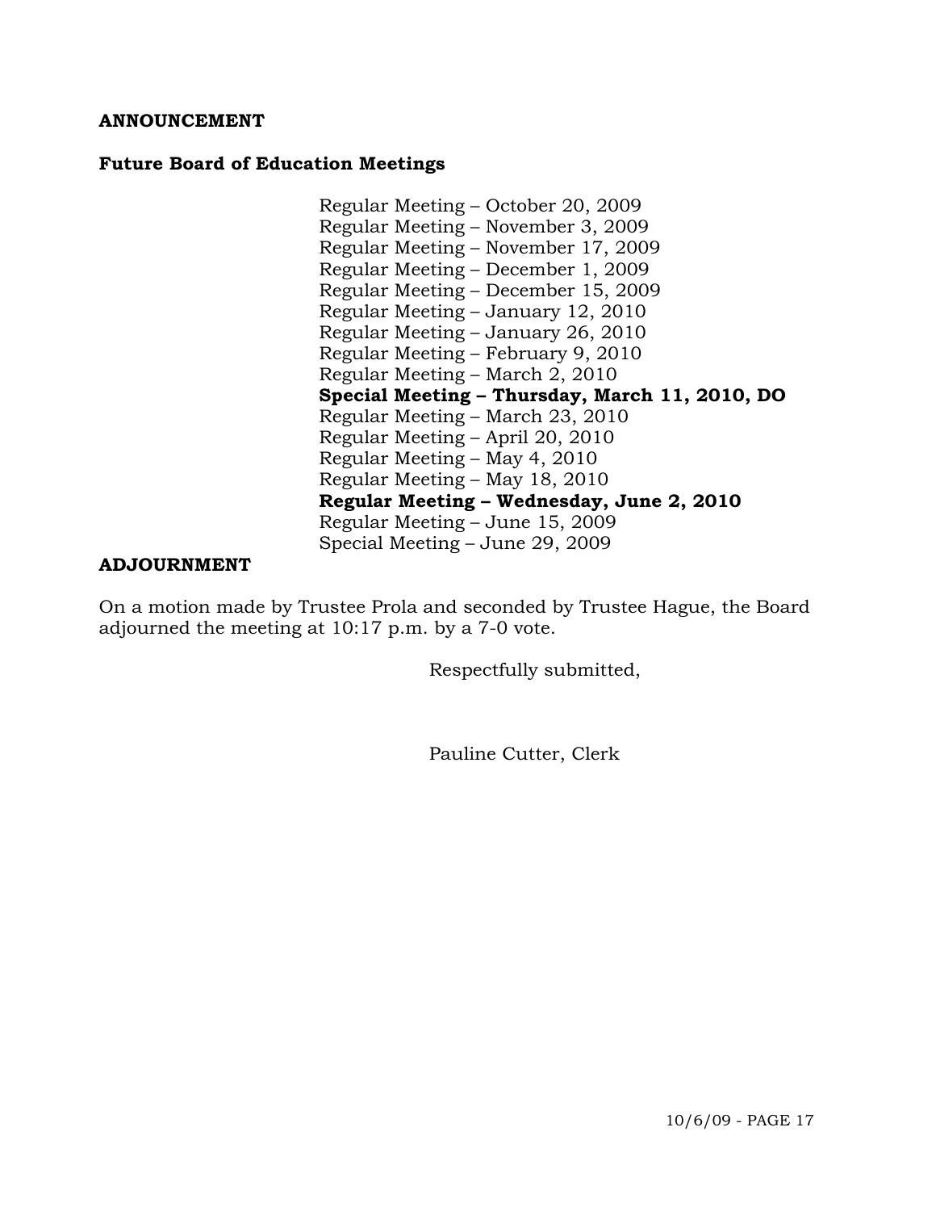**ANNOUNCEMENT**

**Future Board of Education Meetings**

Regular Meeting – October 20, 2009
Regular Meeting – November 3, 2009
Regular Meeting – November 17, 2009
Regular Meeting – December 1, 2009
Regular Meeting – December 15, 2009
Regular Meeting – January 12, 2010
Regular Meeting – January 26, 2010
Regular Meeting – February 9, 2010
Regular Meeting – March 2, 2010
**Special Meeting – Thursday, March 11, 2010, DO**
Regular Meeting – March 23, 2010
Regular Meeting – April 20, 2010
Regular Meeting – May 4, 2010
Regular Meeting – May 18, 2010
**Regular Meeting – Wednesday, June 2, 2010**
Regular Meeting – June 15, 2009
Special Meeting – June 29, 2009

**ADJOURNMENT**

On a motion made by Trustee Prola and seconded by Trustee Hague, the Board adjourned the meeting at 10:17 p.m. by a 7-0 vote.

Respectfully submitted,

Pauline Cutter, Clerk